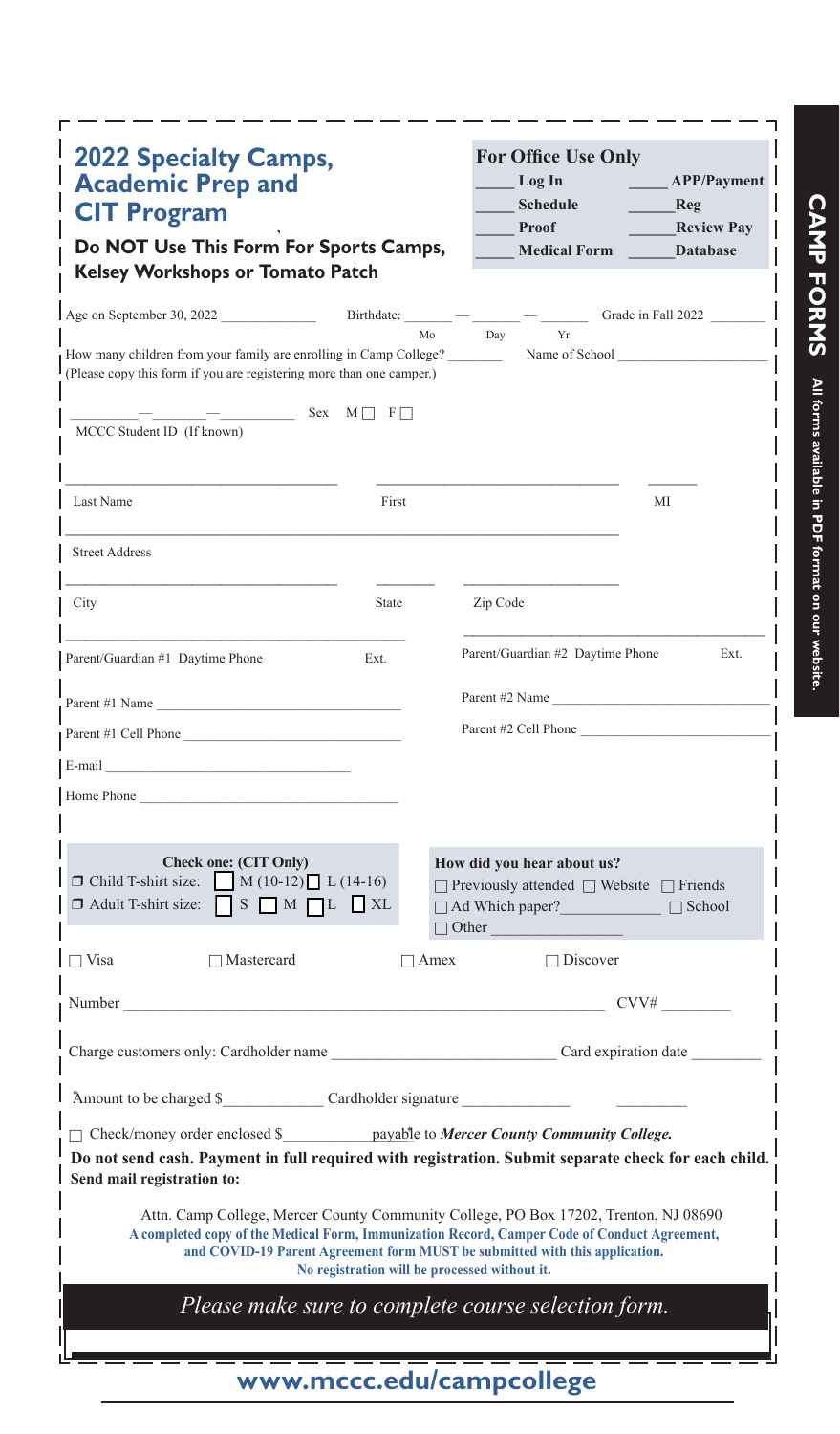# 2022 Specialty Camps, Academic Prep and CIT Program

**Do NOT Use This Form For Sports Camps, Kelsey Workshops or Tomato Patch**

**For Office Use Only**

| | |
|---|---|
| _____ **Log In** | _____ **APP/Payment** |
| _____ **Schedule** | _____ **Reg** |
| _____ **Proof** | _____ **Review Pay** |
| _____ **Medical Form** | _____ **Database** |

Age on September 30, 2022 _____________ Birthdate: ______ — ______ — ______ Grade in Fall 2022 _______
Mo Day Yr

How many children from your family are enrolling in Camp College? _______ Name of School ___________________
(Please copy this form if you are registering more than one camper.)

______—______—__________ Sex M ☐ F ☐
MCCC Student ID (If known)

_______________________________ _______________________________ ______
Last Name First MI

_______________________________________________________________
Street Address

_______________________________ _______ ___________________
City State Zip Code

_______________________________________ _______________________________________
Parent/Guardian #1 Daytime Phone Ext. Parent/Guardian #2 Daytime Phone Ext.

Parent #1 Name _______________________________ Parent #2 Name _______________________________

Parent #1 Cell Phone ___________________________ Parent #2 Cell Phone ___________________________

E-mail _________________________________

Home Phone ___________________________________

**Check one: (CIT Only)**
☐ Child T-shirt size: ☐ M (10-12) ☐ L (14-16)
☐ Adult T-shirt size: ☐ S ☐ M ☐ L ☐ XL

**How did you hear about us?**
☐ Previously attended ☐ Website ☐ Friends
☐ Ad Which paper?____________ ☐ School
☐ Other ________________

☐ Visa ☐ Mastercard ☐ Amex ☐ Discover

Number ___________________________________________________________ CVV# ________

Charge customers only: Cardholder name __________________________ Card expiration date ________

Amount to be charged $____________ Cardholder signature _____________ ________

☐ Check/money order enclosed $___________ payable to ***Mercer County Community College.***

**Do not send cash. Payment in full required with registration. Submit separate check for each child.**

**Send mail registration to:**

Attn. Camp College, Mercer County Community College, PO Box 17202, Trenton, NJ 08690

**A completed copy of the Medical Form, Immunization Record, Camper Code of Conduct Agreement, and COVID-19 Parent Agreement form MUST be submitted with this application. No registration will be processed without it.**

*Please make sure to complete course selection form.*

**www.mccc.edu/campcollege**

**CAMP FORMS** All forms available in PDF format on our website.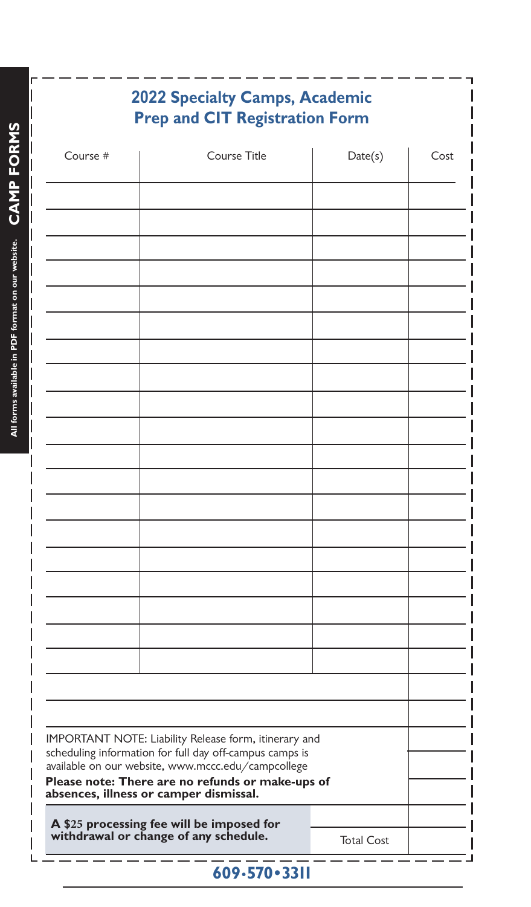**CAMP FORMS**

All forms available in PDF format on our website.

## 2022 Specialty Camps, Academic Prep and CIT Registration Form

| Course # | Course Title | Date(s) | Cost |
|---|---|---|---|
| | | | |
| | | | |
| | | | |
| | | | |
| | | | |
| | | | |
| | | | |
| | | | |
| | | | |
| | | | |
| | | | |
| | | | |
| | | | |
| | | | |
| | | | |
| | | | |
| | | | |
| | | | |
| | | | |

IMPORTANT NOTE: Liability Release form, itinerary and scheduling information for full day off-campus camps is available on our website, www.mccc.edu/campcollege

**Please note: There are no refunds or make-ups of absences, illness or camper dismissal.**

**A $25 processing fee will be imposed for withdrawal or change of any schedule.**

Total Cost ______

**609•570•3311**